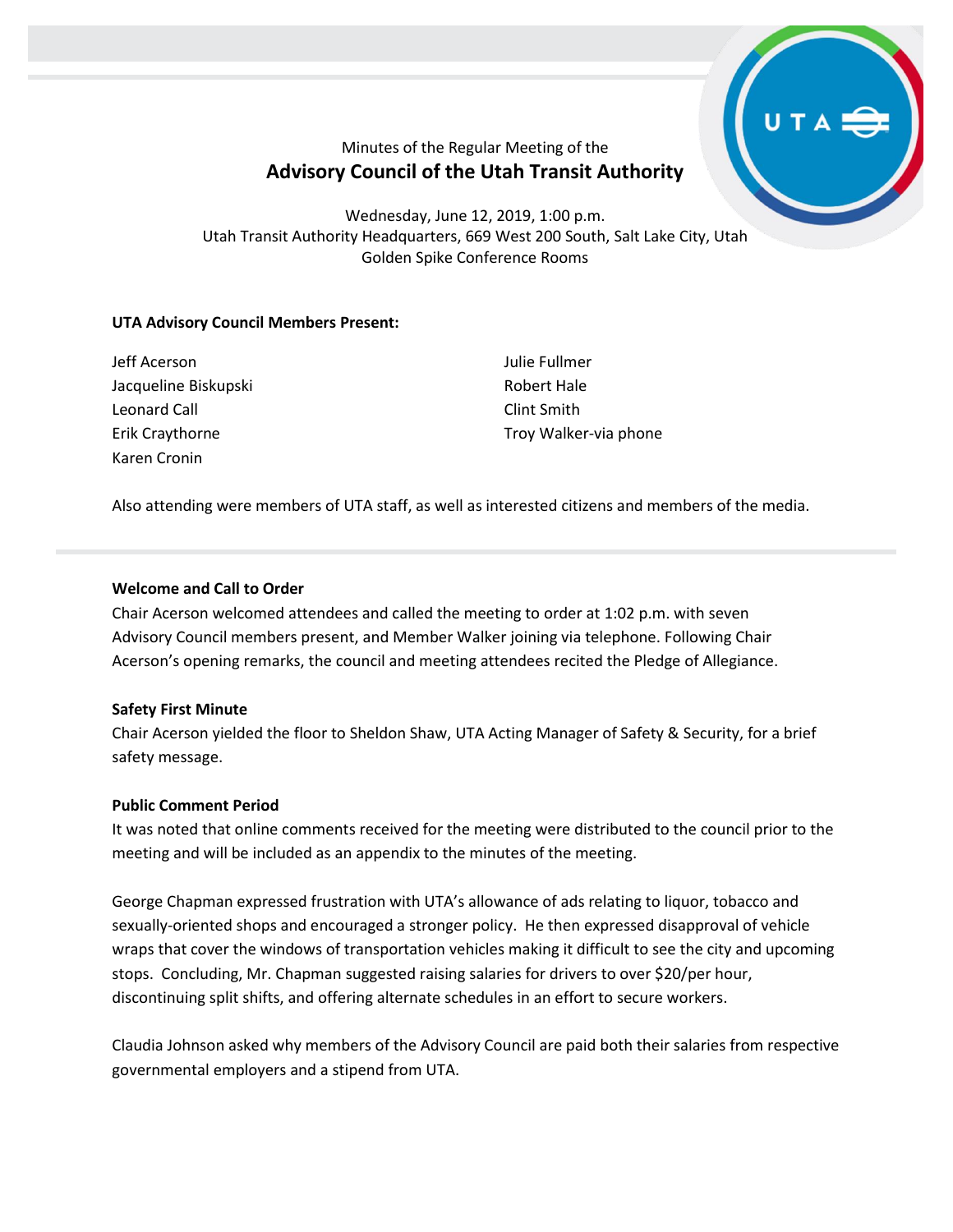Minutes of the Regular Meeting of the

# Advisory Council of the Utah Transit Authority

Wednesday, June 12, 2019, 1:00 p.m.
Utah Transit Authority Headquarters, 669 West 200 South, Salt Lake City, Utah
Golden Spike Conference Rooms

**UTA Advisory Council Members Present:**

Jeff Acerson
Jacqueline Biskupski
Leonard Call
Erik Craythorne
Karen Cronin
Julie Fullmer
Robert Hale
Clint Smith
Troy Walker-via phone

Also attending were members of UTA staff, as well as interested citizens and members of the media.

**Welcome and Call to Order**

Chair Acerson welcomed attendees and called the meeting to order at 1:02 p.m. with seven Advisory Council members present, and Member Walker joining via telephone. Following Chair Acerson's opening remarks, the council and meeting attendees recited the Pledge of Allegiance.

**Safety First Minute**

Chair Acerson yielded the floor to Sheldon Shaw, UTA Acting Manager of Safety & Security, for a brief safety message.

**Public Comment Period**

It was noted that online comments received for the meeting were distributed to the council prior to the meeting and will be included as an appendix to the minutes of the meeting.

George Chapman expressed frustration with UTA's allowance of ads relating to liquor, tobacco and sexually-oriented shops and encouraged a stronger policy. He then expressed disapproval of vehicle wraps that cover the windows of transportation vehicles making it difficult to see the city and upcoming stops. Concluding, Mr. Chapman suggested raising salaries for drivers to over $20/per hour, discontinuing split shifts, and offering alternate schedules in an effort to secure workers.

Claudia Johnson asked why members of the Advisory Council are paid both their salaries from respective governmental employers and a stipend from UTA.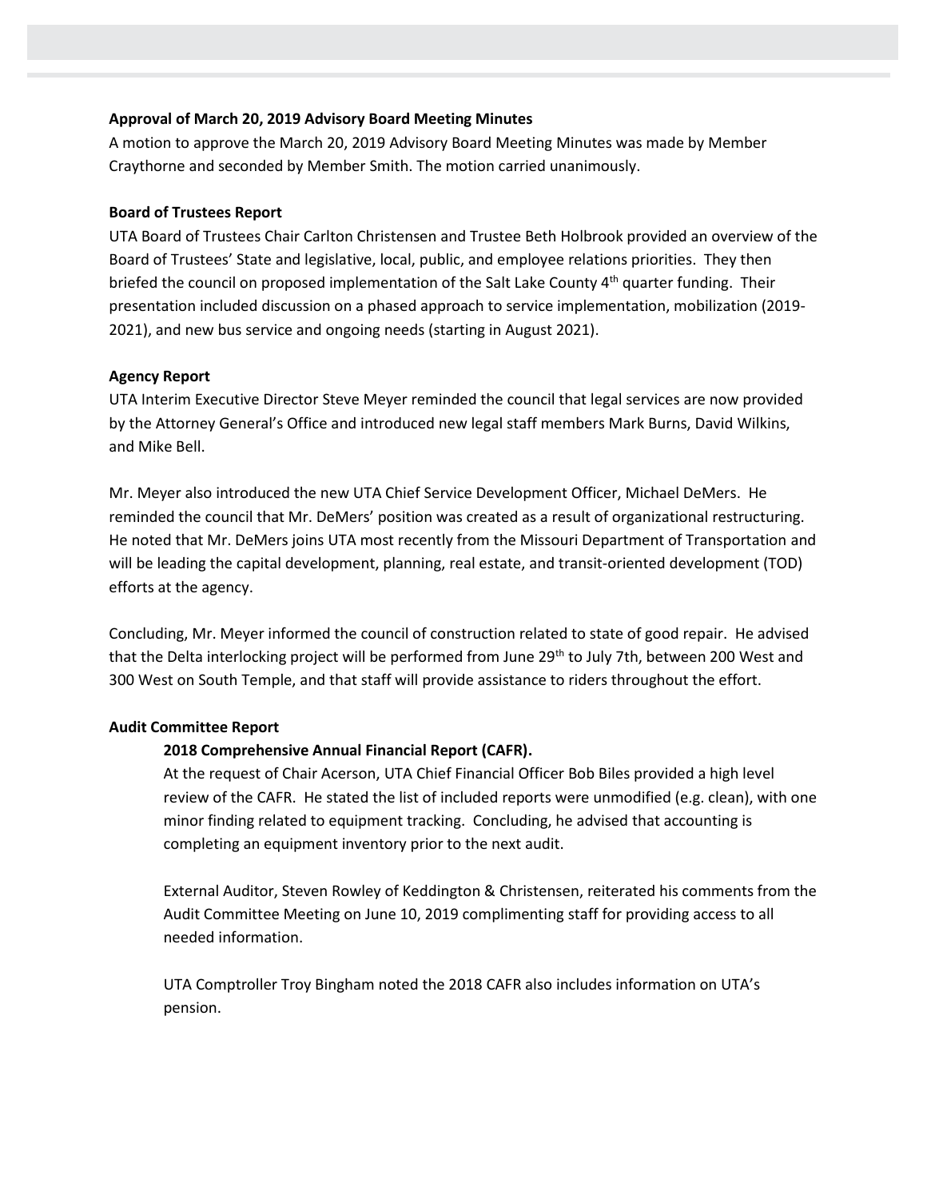**Approval of March 20, 2019 Advisory Board Meeting Minutes**

A motion to approve the March 20, 2019 Advisory Board Meeting Minutes was made by Member Craythorne and seconded by Member Smith. The motion carried unanimously.

**Board of Trustees Report**

UTA Board of Trustees Chair Carlton Christensen and Trustee Beth Holbrook provided an overview of the Board of Trustees' State and legislative, local, public, and employee relations priorities. They then briefed the council on proposed implementation of the Salt Lake County 4th quarter funding. Their presentation included discussion on a phased approach to service implementation, mobilization (2019-2021), and new bus service and ongoing needs (starting in August 2021).

**Agency Report**

UTA Interim Executive Director Steve Meyer reminded the council that legal services are now provided by the Attorney General's Office and introduced new legal staff members Mark Burns, David Wilkins, and Mike Bell.

Mr. Meyer also introduced the new UTA Chief Service Development Officer, Michael DeMers. He reminded the council that Mr. DeMers' position was created as a result of organizational restructuring. He noted that Mr. DeMers joins UTA most recently from the Missouri Department of Transportation and will be leading the capital development, planning, real estate, and transit-oriented development (TOD) efforts at the agency.

Concluding, Mr. Meyer informed the council of construction related to state of good repair. He advised that the Delta interlocking project will be performed from June 29th to July 7th, between 200 West and 300 West on South Temple, and that staff will provide assistance to riders throughout the effort.

**Audit Committee Report**

**2018 Comprehensive Annual Financial Report (CAFR).**

At the request of Chair Acerson, UTA Chief Financial Officer Bob Biles provided a high level review of the CAFR. He stated the list of included reports were unmodified (e.g. clean), with one minor finding related to equipment tracking. Concluding, he advised that accounting is completing an equipment inventory prior to the next audit.

External Auditor, Steven Rowley of Keddington & Christensen, reiterated his comments from the Audit Committee Meeting on June 10, 2019 complimenting staff for providing access to all needed information.

UTA Comptroller Troy Bingham noted the 2018 CAFR also includes information on UTA's pension.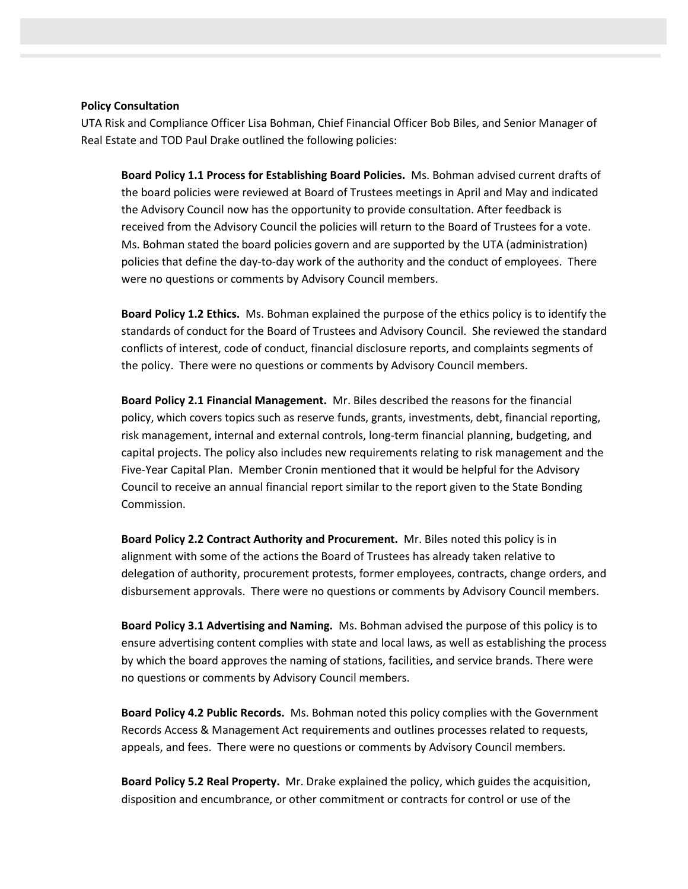**Policy Consultation**

UTA Risk and Compliance Officer Lisa Bohman, Chief Financial Officer Bob Biles, and Senior Manager of Real Estate and TOD Paul Drake outlined the following policies:

**Board Policy 1.1 Process for Establishing Board Policies.** Ms. Bohman advised current drafts of the board policies were reviewed at Board of Trustees meetings in April and May and indicated the Advisory Council now has the opportunity to provide consultation. After feedback is received from the Advisory Council the policies will return to the Board of Trustees for a vote. Ms. Bohman stated the board policies govern and are supported by the UTA (administration) policies that define the day-to-day work of the authority and the conduct of employees. There were no questions or comments by Advisory Council members.

**Board Policy 1.2 Ethics.** Ms. Bohman explained the purpose of the ethics policy is to identify the standards of conduct for the Board of Trustees and Advisory Council. She reviewed the standard conflicts of interest, code of conduct, financial disclosure reports, and complaints segments of the policy. There were no questions or comments by Advisory Council members.

**Board Policy 2.1 Financial Management.** Mr. Biles described the reasons for the financial policy, which covers topics such as reserve funds, grants, investments, debt, financial reporting, risk management, internal and external controls, long-term financial planning, budgeting, and capital projects. The policy also includes new requirements relating to risk management and the Five-Year Capital Plan. Member Cronin mentioned that it would be helpful for the Advisory Council to receive an annual financial report similar to the report given to the State Bonding Commission.

**Board Policy 2.2 Contract Authority and Procurement.** Mr. Biles noted this policy is in alignment with some of the actions the Board of Trustees has already taken relative to delegation of authority, procurement protests, former employees, contracts, change orders, and disbursement approvals. There were no questions or comments by Advisory Council members.

**Board Policy 3.1 Advertising and Naming.** Ms. Bohman advised the purpose of this policy is to ensure advertising content complies with state and local laws, as well as establishing the process by which the board approves the naming of stations, facilities, and service brands. There were no questions or comments by Advisory Council members.

**Board Policy 4.2 Public Records.** Ms. Bohman noted this policy complies with the Government Records Access & Management Act requirements and outlines processes related to requests, appeals, and fees. There were no questions or comments by Advisory Council members.

**Board Policy 5.2 Real Property.** Mr. Drake explained the policy, which guides the acquisition, disposition and encumbrance, or other commitment or contracts for control or use of the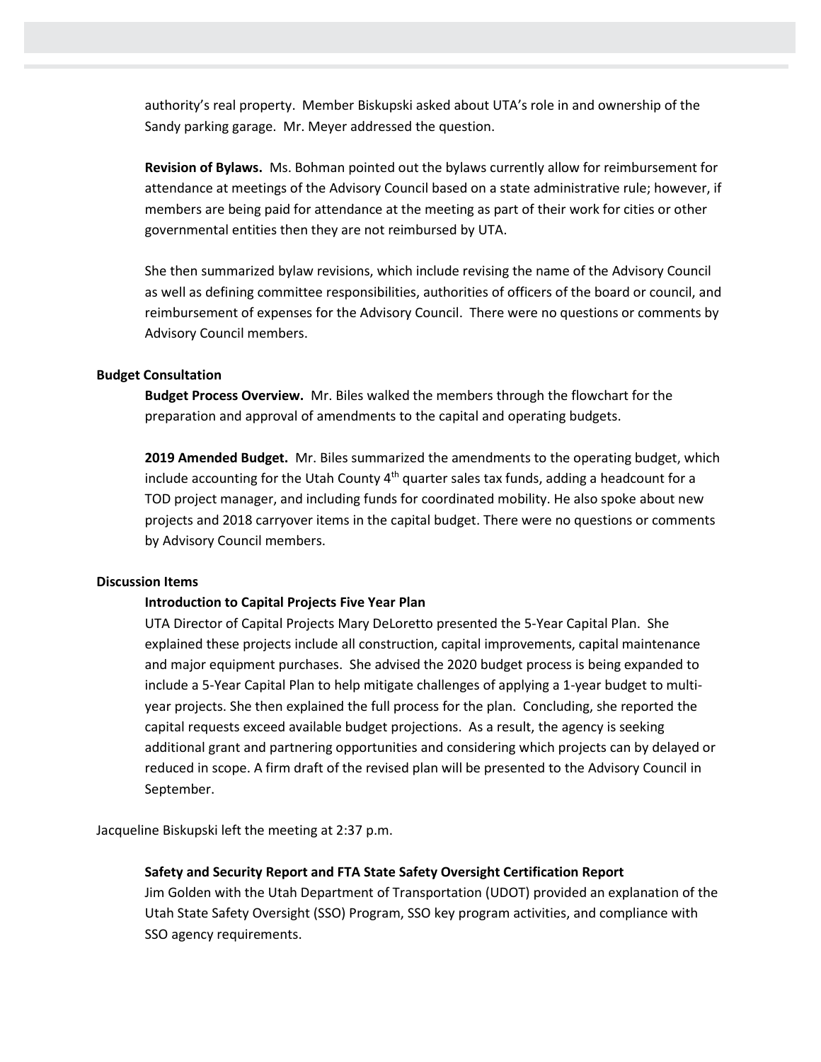authority's real property. Member Biskupski asked about UTA's role in and ownership of the Sandy parking garage. Mr. Meyer addressed the question.

**Revision of Bylaws.** Ms. Bohman pointed out the bylaws currently allow for reimbursement for attendance at meetings of the Advisory Council based on a state administrative rule; however, if members are being paid for attendance at the meeting as part of their work for cities or other governmental entities then they are not reimbursed by UTA.

She then summarized bylaw revisions, which include revising the name of the Advisory Council as well as defining committee responsibilities, authorities of officers of the board or council, and reimbursement of expenses for the Advisory Council. There were no questions or comments by Advisory Council members.

**Budget Consultation**

**Budget Process Overview.** Mr. Biles walked the members through the flowchart for the preparation and approval of amendments to the capital and operating budgets.

**2019 Amended Budget.** Mr. Biles summarized the amendments to the operating budget, which include accounting for the Utah County 4th quarter sales tax funds, adding a headcount for a TOD project manager, and including funds for coordinated mobility. He also spoke about new projects and 2018 carryover items in the capital budget. There were no questions or comments by Advisory Council members.

**Discussion Items**

**Introduction to Capital Projects Five Year Plan**

UTA Director of Capital Projects Mary DeLoretto presented the 5-Year Capital Plan. She explained these projects include all construction, capital improvements, capital maintenance and major equipment purchases. She advised the 2020 budget process is being expanded to include a 5-Year Capital Plan to help mitigate challenges of applying a 1-year budget to multi-year projects. She then explained the full process for the plan. Concluding, she reported the capital requests exceed available budget projections. As a result, the agency is seeking additional grant and partnering opportunities and considering which projects can by delayed or reduced in scope. A firm draft of the revised plan will be presented to the Advisory Council in September.

Jacqueline Biskupski left the meeting at 2:37 p.m.

**Safety and Security Report and FTA State Safety Oversight Certification Report**

Jim Golden with the Utah Department of Transportation (UDOT) provided an explanation of the Utah State Safety Oversight (SSO) Program, SSO key program activities, and compliance with SSO agency requirements.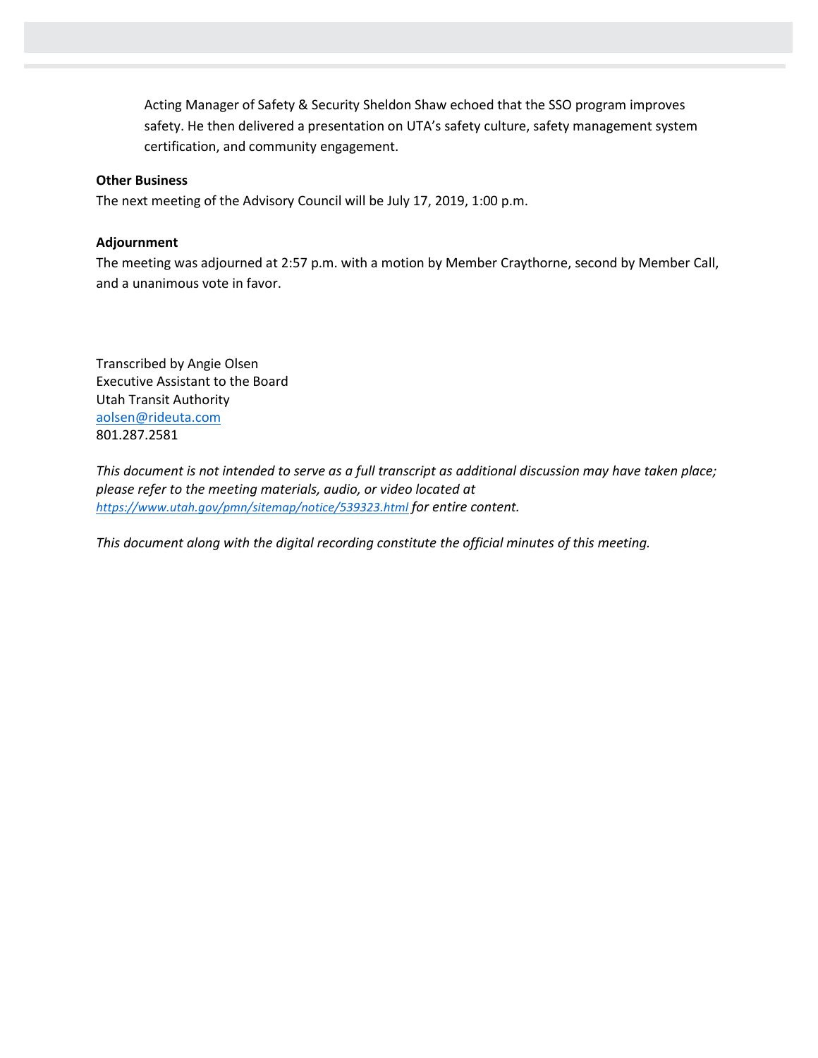Acting Manager of Safety & Security Sheldon Shaw echoed that the SSO program improves safety. He then delivered a presentation on UTA's safety culture, safety management system certification, and community engagement.

**Other Business**

The next meeting of the Advisory Council will be July 17, 2019, 1:00 p.m.

**Adjournment**

The meeting was adjourned at 2:57 p.m. with a motion by Member Craythorne, second by Member Call, and a unanimous vote in favor.

Transcribed by Angie Olsen
Executive Assistant to the Board
Utah Transit Authority
aolsen@rideuta.com
801.287.2581

*This document is not intended to serve as a full transcript as additional discussion may have taken place; please refer to the meeting materials, audio, or video located at https://www.utah.gov/pmn/sitemap/notice/539323.html for entire content.*

*This document along with the digital recording constitute the official minutes of this meeting.*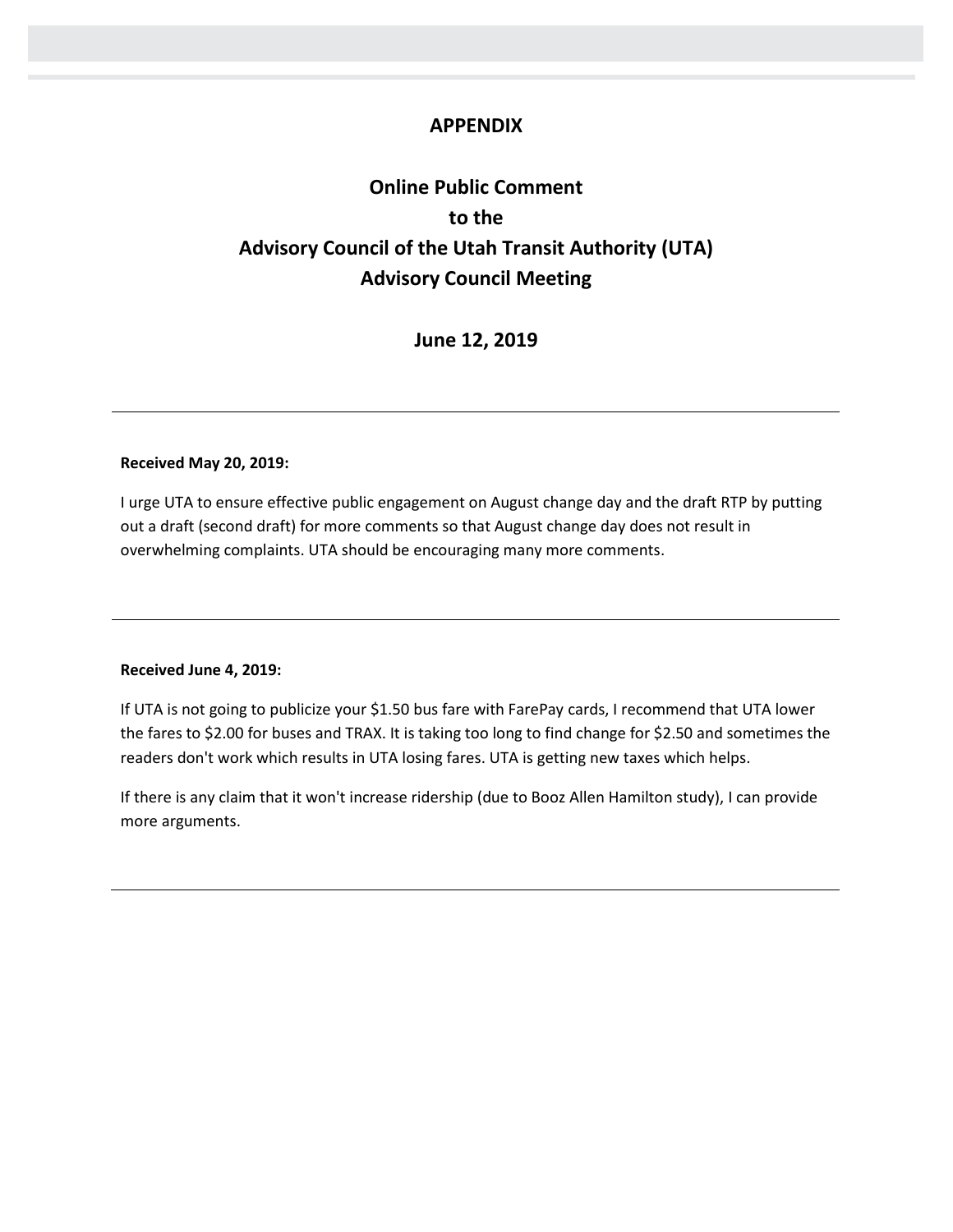# APPENDIX

## Online Public Comment
## to the
## Advisory Council of the Utah Transit Authority (UTA)
## Advisory Council Meeting

## June 12, 2019

---

**Received May 20, 2019:**

I urge UTA to ensure effective public engagement on August change day and the draft RTP by putting out a draft (second draft) for more comments so that August change day does not result in overwhelming complaints. UTA should be encouraging many more comments.

---

**Received June 4, 2019:**

If UTA is not going to publicize your $1.50 bus fare with FarePay cards, I recommend that UTA lower the fares to $2.00 for buses and TRAX. It is taking too long to find change for $2.50 and sometimes the readers don't work which results in UTA losing fares. UTA is getting new taxes which helps.

If there is any claim that it won't increase ridership (due to Booz Allen Hamilton study), I can provide more arguments.

---